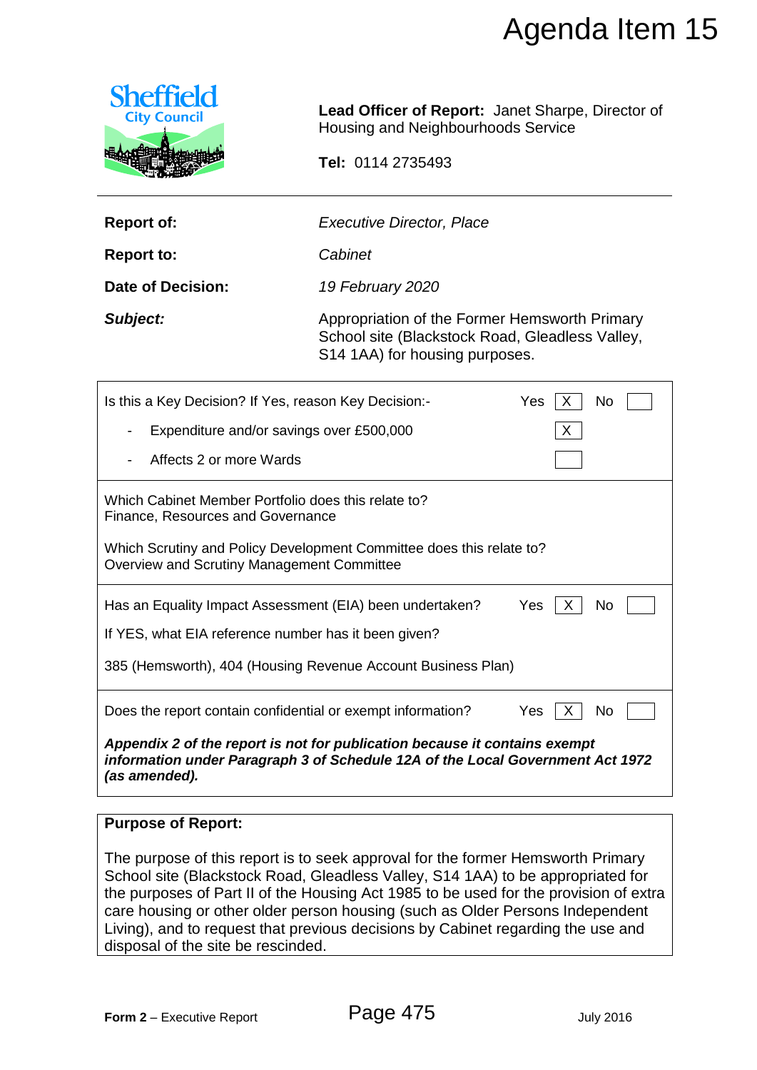# Agenda Item 15

Sheffield City Council

**Lead Officer of Report:** Janet Sharpe, Director of Housing and Neighbourhoods Service

**Tel:** 0114 2735493

| | |
|---|---|
| **Report of:** | *Executive Director, Place* |
| **Report to:** | *Cabinet* |
| **Date of Decision:** | *19 February 2020* |
| ***Subject:*** | Appropriation of the Former Hemsworth Primary School site (Blackstock Road, Gleadless Valley, S14 1AA) for housing purposes. |

| | Yes | No |
|---|---|---|
| Is this a Key Decision? If Yes, reason Key Decision:- | X | |
| - Expenditure and/or savings over £500,000 | X | |
| - Affects 2 or more Wards | | |

Which Cabinet Member Portfolio does this relate to?
Finance, Resources and Governance

Which Scrutiny and Policy Development Committee does this relate to?
Overview and Scrutiny Management Committee

| | Yes | No |
|---|---|---|
| Has an Equality Impact Assessment (EIA) been undertaken? | X | |

If YES, what EIA reference number has it been given?

385 (Hemsworth), 404 (Housing Revenue Account Business Plan)

| | Yes | No |
|---|---|---|
| Does the report contain confidential or exempt information? | X | |

***Appendix 2 of the report is not for publication because it contains exempt information under Paragraph 3 of Schedule 12A of the Local Government Act 1972 (as amended).***

**Purpose of Report:**

The purpose of this report is to seek approval for the former Hemsworth Primary School site (Blackstock Road, Gleadless Valley, S14 1AA) to be appropriated for the purposes of Part II of the Housing Act 1985 to be used for the provision of extra care housing or other older person housing (such as Older Persons Independent Living), and to request that previous decisions by Cabinet regarding the use and disposal of the site be rescinded.

**Form 2** – Executive Report July 2016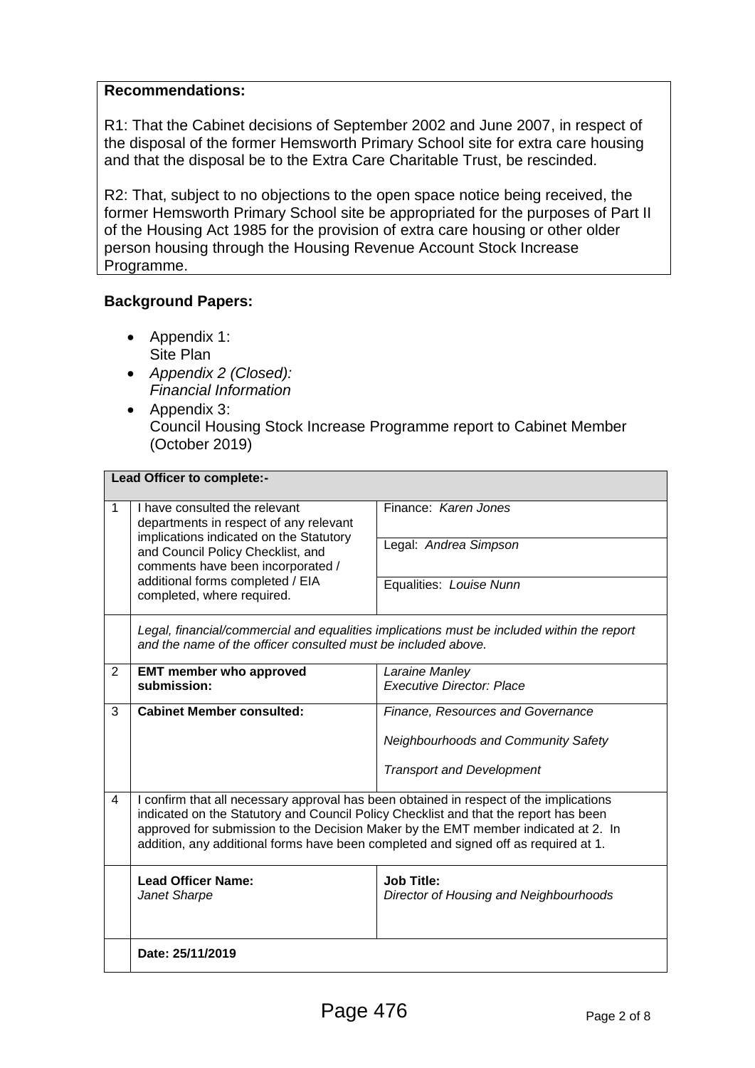**Recommendations:**

R1: That the Cabinet decisions of September 2002 and June 2007, in respect of the disposal of the former Hemsworth Primary School site for extra care housing and that the disposal be to the Extra Care Charitable Trust, be rescinded.

R2: That, subject to no objections to the open space notice being received, the former Hemsworth Primary School site be appropriated for the purposes of Part II of the Housing Act 1985 for the provision of extra care housing or other older person housing through the Housing Revenue Account Stock Increase Programme.

**Background Papers:**

- Appendix 1:
  Site Plan
- *Appendix 2 (Closed):*
  *Financial Information*
- Appendix 3:
  Council Housing Stock Increase Programme report to Cabinet Member (October 2019)

| **Lead Officer to complete:-** | | |
|---|---|---|
| 1 | I have consulted the relevant departments in respect of any relevant implications indicated on the Statutory and Council Policy Checklist, and comments have been incorporated / additional forms completed / EIA completed, where required. | Finance: *Karen Jones*<br>Legal: *Andrea Simpson*<br>Equalities: *Louise Nunn* |
| | *Legal, financial/commercial and equalities implications must be included within the report and the name of the officer consulted must be included above.* | |
| 2 | **EMT member who approved submission:** | *Laraine Manley*<br>*Executive Director: Place* |
| 3 | **Cabinet Member consulted:** | *Finance, Resources and Governance*<br>*Neighbourhoods and Community Safety*<br>*Transport and Development* |
| 4 | I confirm that all necessary approval has been obtained in respect of the implications indicated on the Statutory and Council Policy Checklist and that the report has been approved for submission to the Decision Maker by the EMT member indicated at 2. In addition, any additional forms have been completed and signed off as required at 1. | |
| | **Lead Officer Name:**<br>*Janet Sharpe* | **Job Title:**<br>*Director of Housing and Neighbourhoods* |
| | **Date: 25/11/2019** | |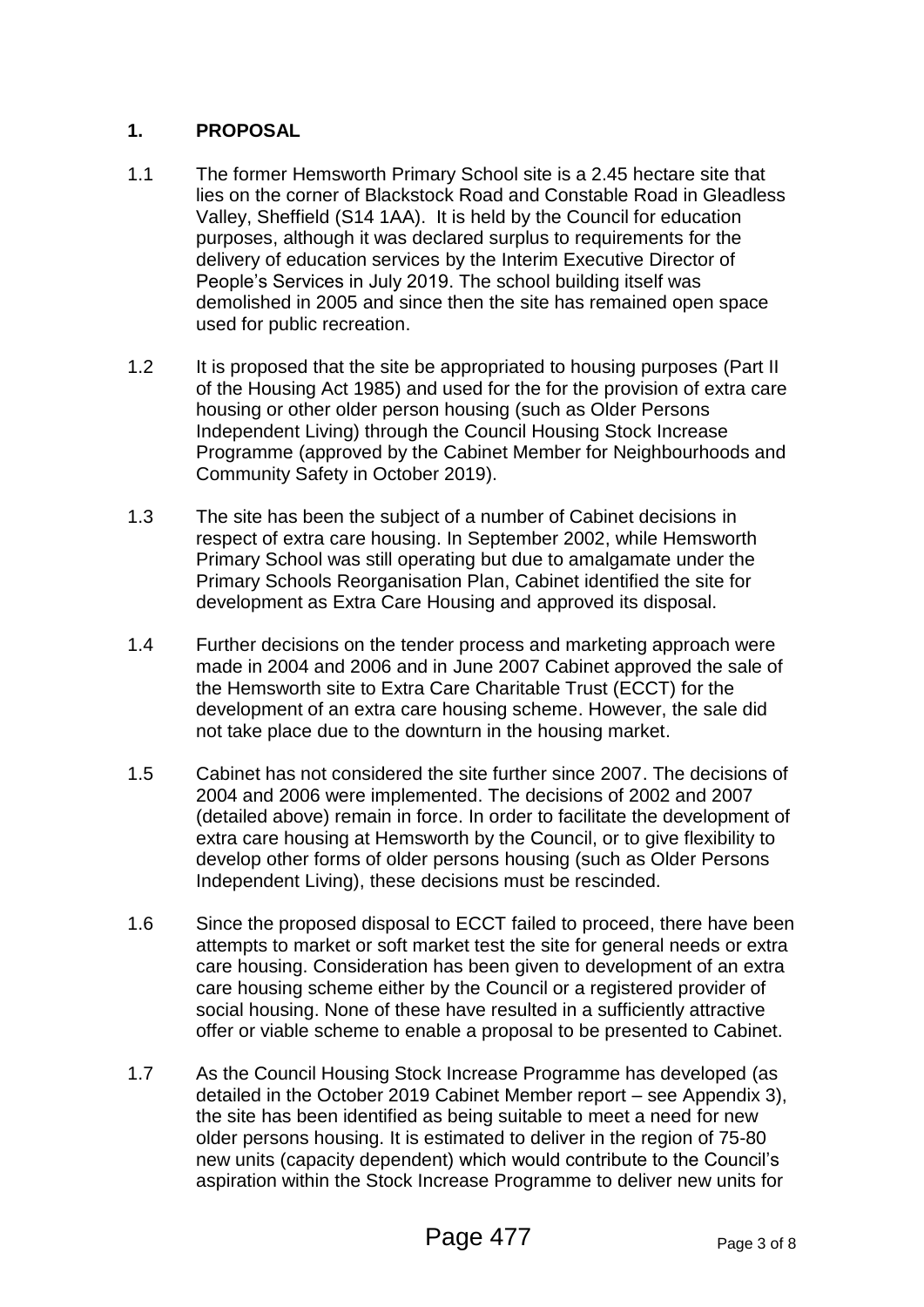## 1. PROPOSAL

1.1 The former Hemsworth Primary School site is a 2.45 hectare site that lies on the corner of Blackstock Road and Constable Road in Gleadless Valley, Sheffield (S14 1AA). It is held by the Council for education purposes, although it was declared surplus to requirements for the delivery of education services by the Interim Executive Director of People's Services in July 2019. The school building itself was demolished in 2005 and since then the site has remained open space used for public recreation.

1.2 It is proposed that the site be appropriated to housing purposes (Part II of the Housing Act 1985) and used for the for the provision of extra care housing or other older person housing (such as Older Persons Independent Living) through the Council Housing Stock Increase Programme (approved by the Cabinet Member for Neighbourhoods and Community Safety in October 2019).

1.3 The site has been the subject of a number of Cabinet decisions in respect of extra care housing. In September 2002, while Hemsworth Primary School was still operating but due to amalgamate under the Primary Schools Reorganisation Plan, Cabinet identified the site for development as Extra Care Housing and approved its disposal.

1.4 Further decisions on the tender process and marketing approach were made in 2004 and 2006 and in June 2007 Cabinet approved the sale of the Hemsworth site to Extra Care Charitable Trust (ECCT) for the development of an extra care housing scheme. However, the sale did not take place due to the downturn in the housing market.

1.5 Cabinet has not considered the site further since 2007. The decisions of 2004 and 2006 were implemented. The decisions of 2002 and 2007 (detailed above) remain in force. In order to facilitate the development of extra care housing at Hemsworth by the Council, or to give flexibility to develop other forms of older persons housing (such as Older Persons Independent Living), these decisions must be rescinded.

1.6 Since the proposed disposal to ECCT failed to proceed, there have been attempts to market or soft market test the site for general needs or extra care housing. Consideration has been given to development of an extra care housing scheme either by the Council or a registered provider of social housing. None of these have resulted in a sufficiently attractive offer or viable scheme to enable a proposal to be presented to Cabinet.

1.7 As the Council Housing Stock Increase Programme has developed (as detailed in the October 2019 Cabinet Member report – see Appendix 3), the site has been identified as being suitable to meet a need for new older persons housing. It is estimated to deliver in the region of 75-80 new units (capacity dependent) which would contribute to the Council's aspiration within the Stock Increase Programme to deliver new units for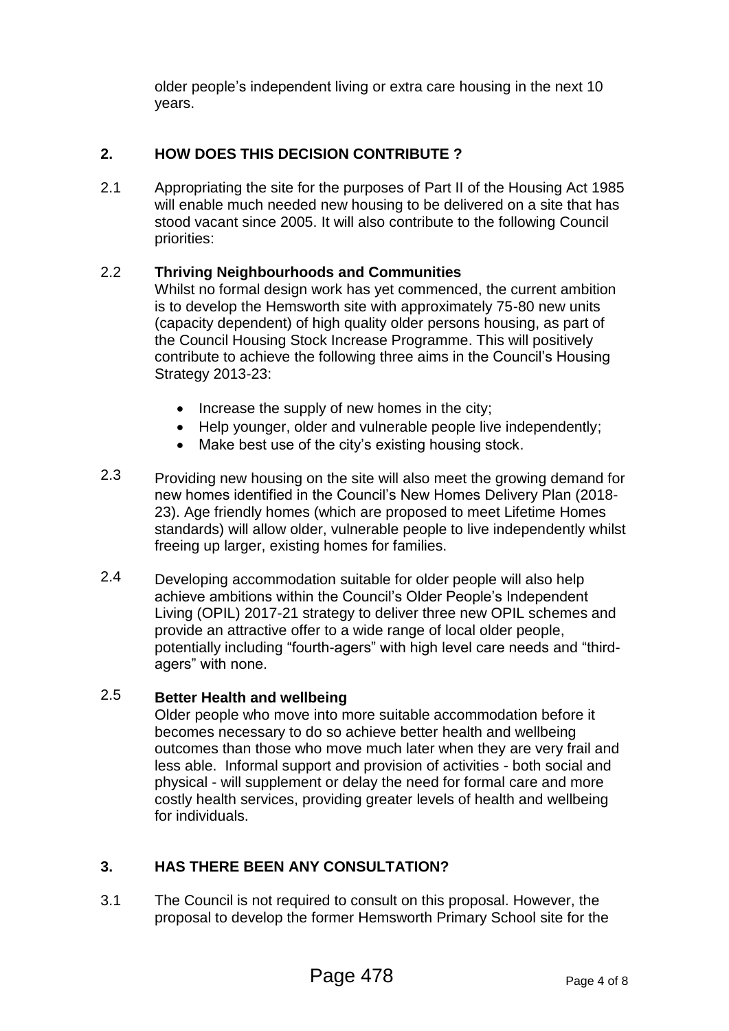older people's independent living or extra care housing in the next 10 years.

## 2. HOW DOES THIS DECISION CONTRIBUTE ?

2.1 Appropriating the site for the purposes of Part II of the Housing Act 1985 will enable much needed new housing to be delivered on a site that has stood vacant since 2005. It will also contribute to the following Council priorities:

2.2 **Thriving Neighbourhoods and Communities**
Whilst no formal design work has yet commenced, the current ambition is to develop the Hemsworth site with approximately 75-80 new units (capacity dependent) of high quality older persons housing, as part of the Council Housing Stock Increase Programme. This will positively contribute to achieve the following three aims in the Council's Housing Strategy 2013-23:

- Increase the supply of new homes in the city;
- Help younger, older and vulnerable people live independently;
- Make best use of the city's existing housing stock.

2.3 Providing new housing on the site will also meet the growing demand for new homes identified in the Council's New Homes Delivery Plan (2018-23). Age friendly homes (which are proposed to meet Lifetime Homes standards) will allow older, vulnerable people to live independently whilst freeing up larger, existing homes for families.

2.4 Developing accommodation suitable for older people will also help achieve ambitions within the Council's Older People's Independent Living (OPIL) 2017-21 strategy to deliver three new OPIL schemes and provide an attractive offer to a wide range of local older people, potentially including "fourth-agers" with high level care needs and "third-agers" with none.

2.5 **Better Health and wellbeing**
Older people who move into more suitable accommodation before it becomes necessary to do so achieve better health and wellbeing outcomes than those who move much later when they are very frail and less able. Informal support and provision of activities - both social and physical - will supplement or delay the need for formal care and more costly health services, providing greater levels of health and wellbeing for individuals.

## 3. HAS THERE BEEN ANY CONSULTATION?

3.1 The Council is not required to consult on this proposal. However, the proposal to develop the former Hemsworth Primary School site for the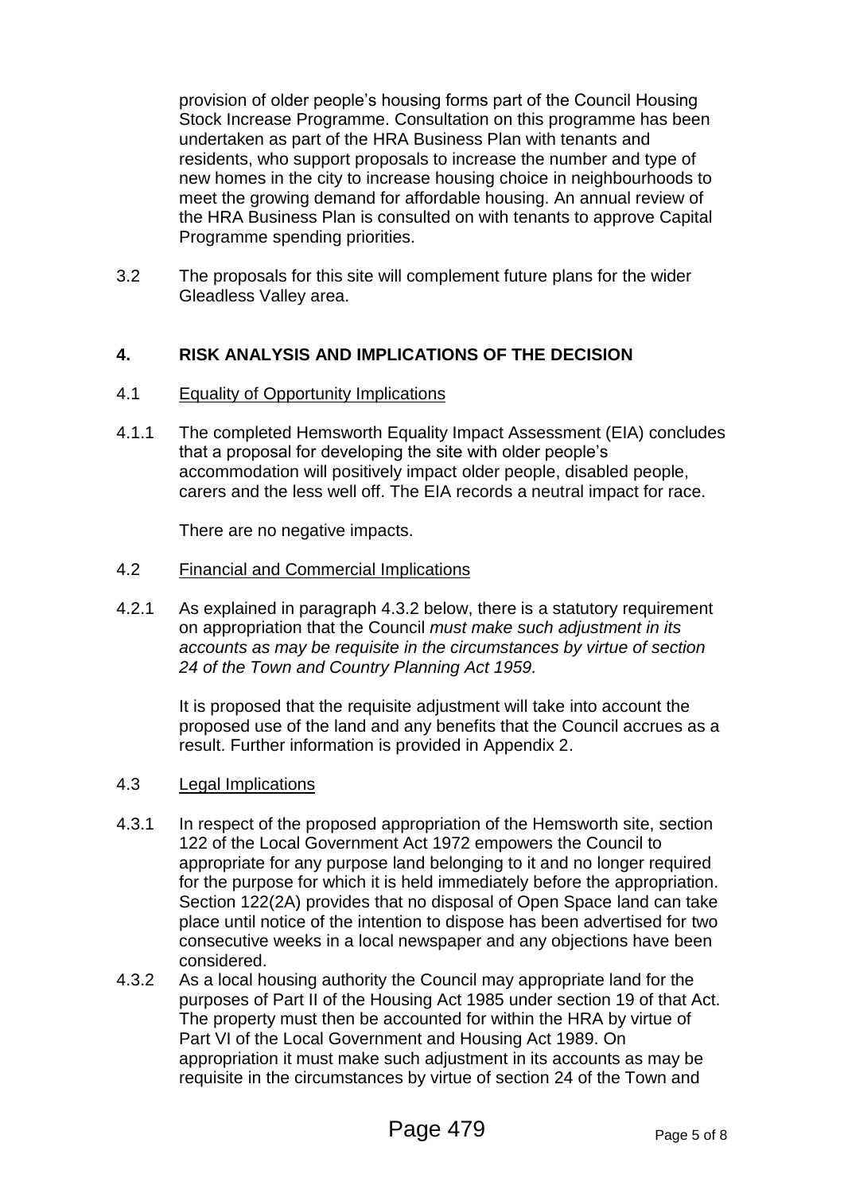provision of older people's housing forms part of the Council Housing Stock Increase Programme. Consultation on this programme has been undertaken as part of the HRA Business Plan with tenants and residents, who support proposals to increase the number and type of new homes in the city to increase housing choice in neighbourhoods to meet the growing demand for affordable housing. An annual review of the HRA Business Plan is consulted on with tenants to approve Capital Programme spending priorities.

3.2 The proposals for this site will complement future plans for the wider Gleadless Valley area.

## 4. RISK ANALYSIS AND IMPLICATIONS OF THE DECISION

4.1 Equality of Opportunity Implications

4.1.1 The completed Hemsworth Equality Impact Assessment (EIA) concludes that a proposal for developing the site with older people's accommodation will positively impact older people, disabled people, carers and the less well off. The EIA records a neutral impact for race.

There are no negative impacts.

4.2 Financial and Commercial Implications

4.2.1 As explained in paragraph 4.3.2 below, there is a statutory requirement on appropriation that the Council *must make such adjustment in its accounts as may be requisite in the circumstances by virtue of section 24 of the Town and Country Planning Act 1959.*

It is proposed that the requisite adjustment will take into account the proposed use of the land and any benefits that the Council accrues as a result. Further information is provided in Appendix 2.

4.3 Legal Implications

4.3.1 In respect of the proposed appropriation of the Hemsworth site, section 122 of the Local Government Act 1972 empowers the Council to appropriate for any purpose land belonging to it and no longer required for the purpose for which it is held immediately before the appropriation. Section 122(2A) provides that no disposal of Open Space land can take place until notice of the intention to dispose has been advertised for two consecutive weeks in a local newspaper and any objections have been considered.

4.3.2 As a local housing authority the Council may appropriate land for the purposes of Part II of the Housing Act 1985 under section 19 of that Act. The property must then be accounted for within the HRA by virtue of Part VI of the Local Government and Housing Act 1989. On appropriation it must make such adjustment in its accounts as may be requisite in the circumstances by virtue of section 24 of the Town and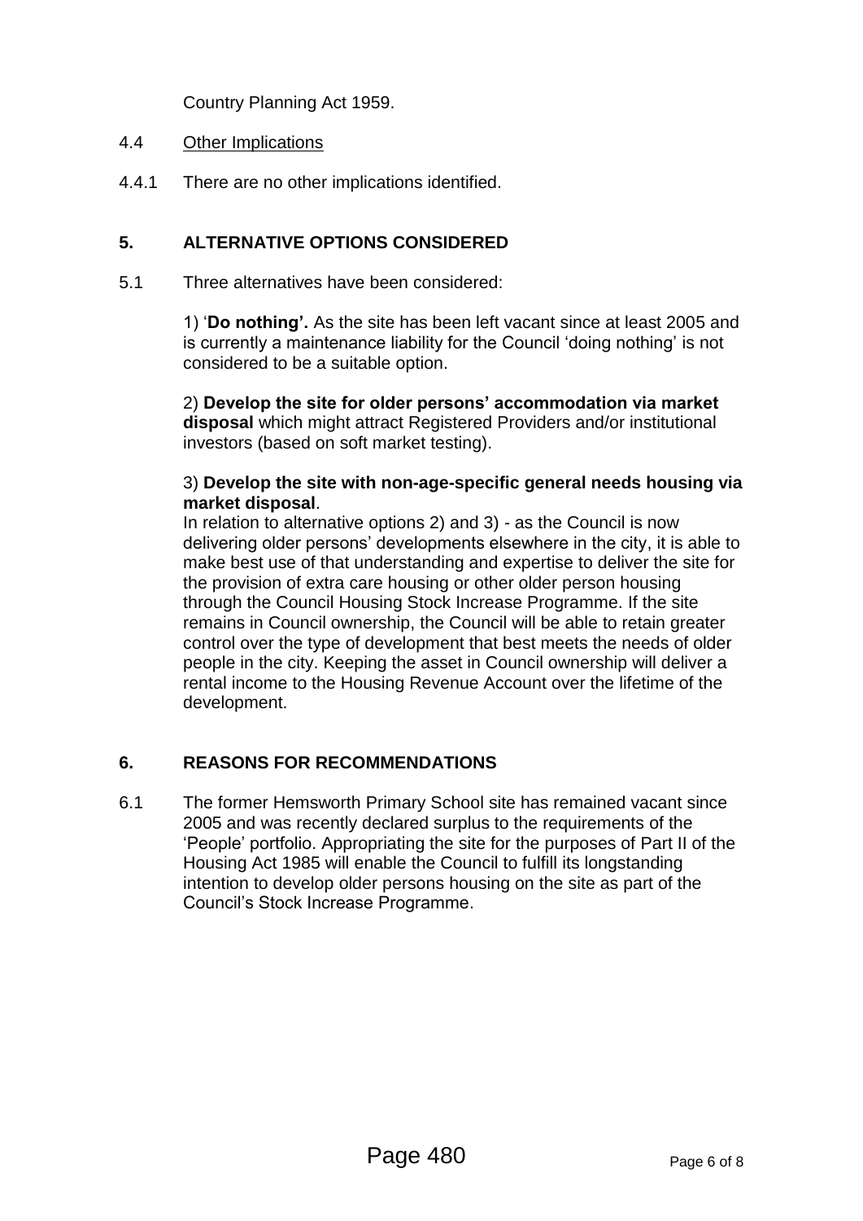Country Planning Act 1959.

4.4 Other Implications

4.4.1 There are no other implications identified.

## 5. ALTERNATIVE OPTIONS CONSIDERED

5.1 Three alternatives have been considered:

1) '**Do nothing'.** As the site has been left vacant since at least 2005 and is currently a maintenance liability for the Council 'doing nothing' is not considered to be a suitable option.

2) **Develop the site for older persons' accommodation via market disposal** which might attract Registered Providers and/or institutional investors (based on soft market testing).

3) **Develop the site with non-age-specific general needs housing via market disposal**.

In relation to alternative options 2) and 3) - as the Council is now delivering older persons' developments elsewhere in the city, it is able to make best use of that understanding and expertise to deliver the site for the provision of extra care housing or other older person housing through the Council Housing Stock Increase Programme. If the site remains in Council ownership, the Council will be able to retain greater control over the type of development that best meets the needs of older people in the city. Keeping the asset in Council ownership will deliver a rental income to the Housing Revenue Account over the lifetime of the development.

## 6. REASONS FOR RECOMMENDATIONS

6.1 The former Hemsworth Primary School site has remained vacant since 2005 and was recently declared surplus to the requirements of the 'People' portfolio. Appropriating the site for the purposes of Part II of the Housing Act 1985 will enable the Council to fulfill its longstanding intention to develop older persons housing on the site as part of the Council's Stock Increase Programme.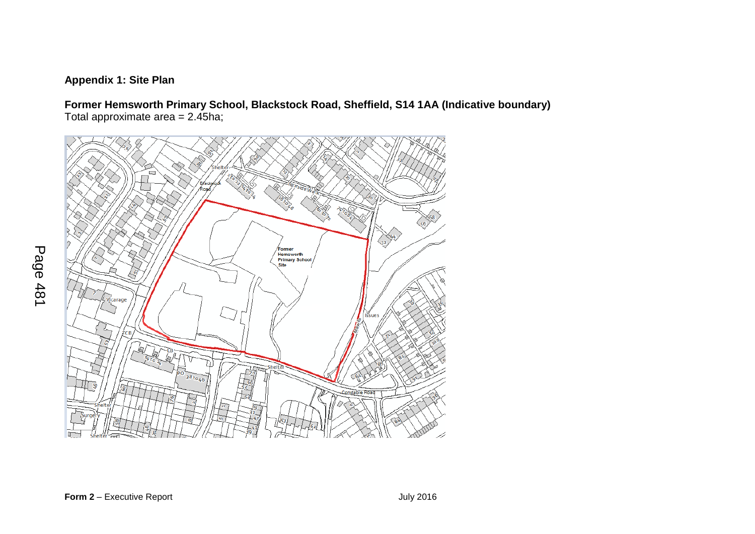**Appendix 1: Site Plan**

**Former Hemsworth Primary School, Blackstock Road, Sheffield, S14 1AA (Indicative boundary)**
Total approximate area = 2.45ha;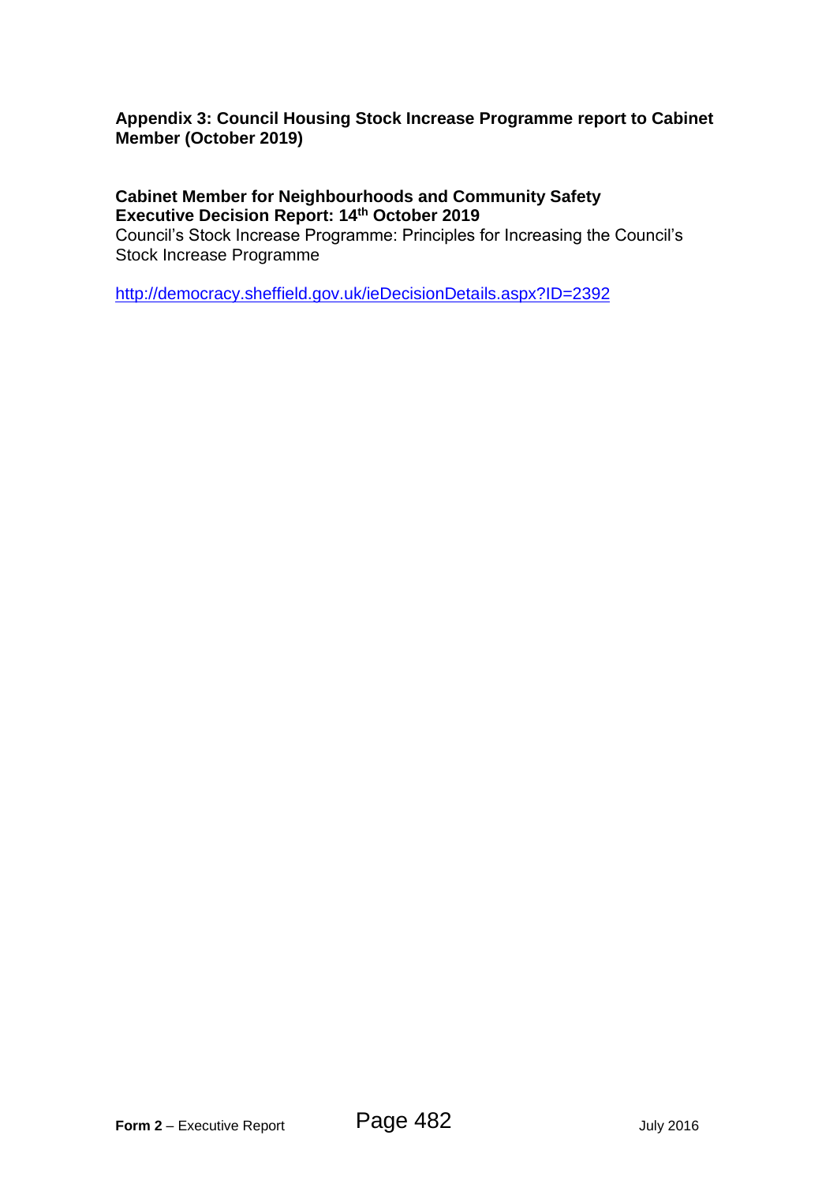**Appendix 3: Council Housing Stock Increase Programme report to Cabinet Member (October 2019)**

**Cabinet Member for Neighbourhoods and Community Safety**
**Executive Decision Report: 14th October 2019**
Council's Stock Increase Programme: Principles for Increasing the Council's Stock Increase Programme

http://democracy.sheffield.gov.uk/ieDecisionDetails.aspx?ID=2392